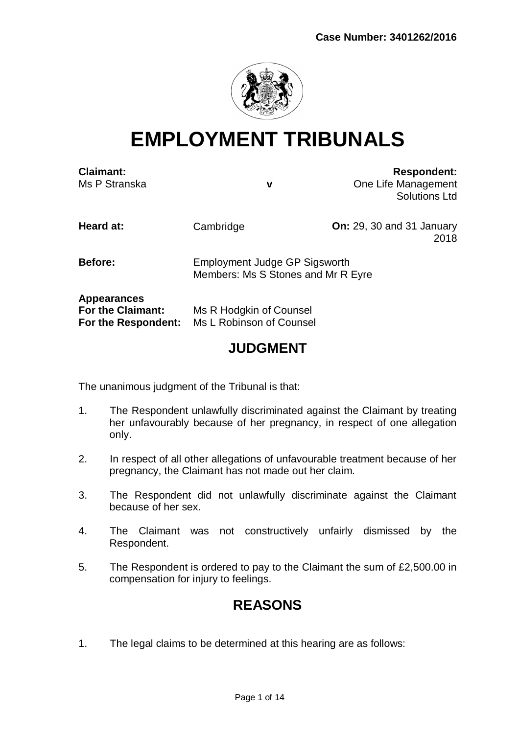**Case Number: 3401262/2016**

# EMPLOYMENT TRIBUNALS

| | | |
|---|---|---|
| **Claimant:** Ms P Stranska | **v** | **Respondent:** One Life Management Solutions Ltd |
| **Heard at:** | Cambridge | **On:** 29, 30 and 31 January 2018 |
| **Before:** | Employment Judge GP Sigsworth<br>Members: Ms S Stones and Mr R Eyre | |

**Appearances**
**For the Claimant:** Ms R Hodgkin of Counsel
**For the Respondent:** Ms L Robinson of Counsel

## JUDGMENT

The unanimous judgment of the Tribunal is that:

1. The Respondent unlawfully discriminated against the Claimant by treating her unfavourably because of her pregnancy, in respect of one allegation only.

2. In respect of all other allegations of unfavourable treatment because of her pregnancy, the Claimant has not made out her claim.

3. The Respondent did not unlawfully discriminate against the Claimant because of her sex.

4. The Claimant was not constructively unfairly dismissed by the Respondent.

5. The Respondent is ordered to pay to the Claimant the sum of £2,500.00 in compensation for injury to feelings.

## REASONS

1. The legal claims to be determined at this hearing are as follows: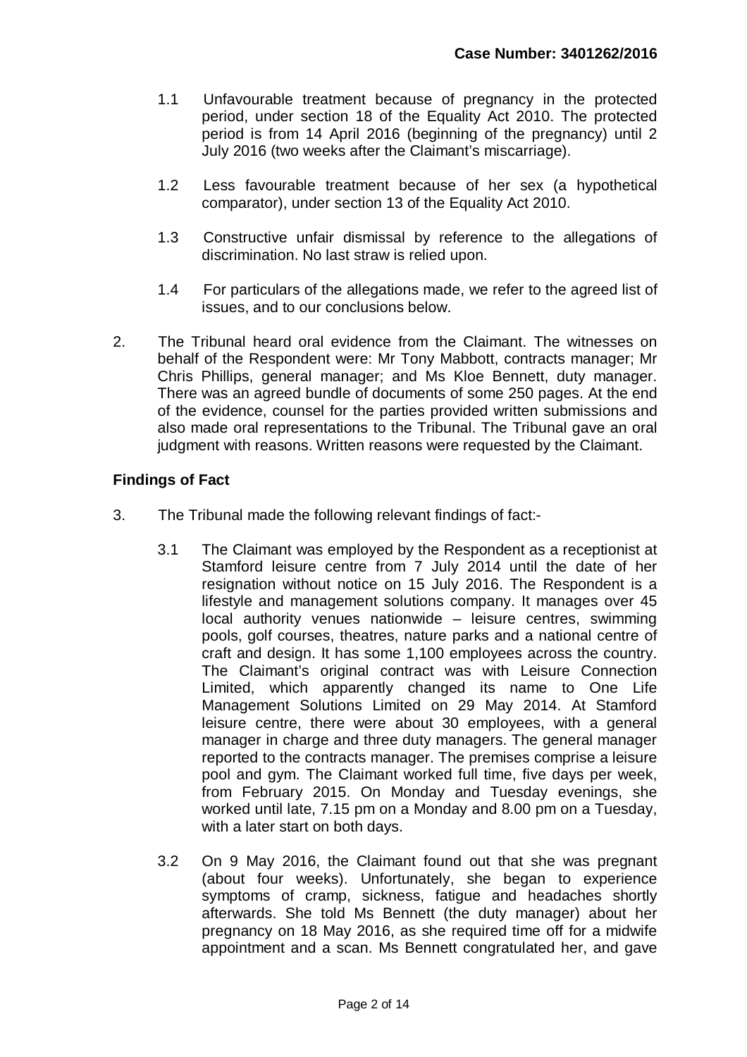1.1 Unfavourable treatment because of pregnancy in the protected period, under section 18 of the Equality Act 2010. The protected period is from 14 April 2016 (beginning of the pregnancy) until 2 July 2016 (two weeks after the Claimant's miscarriage).

1.2 Less favourable treatment because of her sex (a hypothetical comparator), under section 13 of the Equality Act 2010.

1.3 Constructive unfair dismissal by reference to the allegations of discrimination. No last straw is relied upon.

1.4 For particulars of the allegations made, we refer to the agreed list of issues, and to our conclusions below.

2. The Tribunal heard oral evidence from the Claimant. The witnesses on behalf of the Respondent were: Mr Tony Mabbott, contracts manager; Mr Chris Phillips, general manager; and Ms Kloe Bennett, duty manager. There was an agreed bundle of documents of some 250 pages. At the end of the evidence, counsel for the parties provided written submissions and also made oral representations to the Tribunal. The Tribunal gave an oral judgment with reasons. Written reasons were requested by the Claimant.

**Findings of Fact**

3. The Tribunal made the following relevant findings of fact:-

3.1 The Claimant was employed by the Respondent as a receptionist at Stamford leisure centre from 7 July 2014 until the date of her resignation without notice on 15 July 2016. The Respondent is a lifestyle and management solutions company. It manages over 45 local authority venues nationwide – leisure centres, swimming pools, golf courses, theatres, nature parks and a national centre of craft and design. It has some 1,100 employees across the country. The Claimant's original contract was with Leisure Connection Limited, which apparently changed its name to One Life Management Solutions Limited on 29 May 2014. At Stamford leisure centre, there were about 30 employees, with a general manager in charge and three duty managers. The general manager reported to the contracts manager. The premises comprise a leisure pool and gym. The Claimant worked full time, five days per week, from February 2015. On Monday and Tuesday evenings, she worked until late, 7.15 pm on a Monday and 8.00 pm on a Tuesday, with a later start on both days.

3.2 On 9 May 2016, the Claimant found out that she was pregnant (about four weeks). Unfortunately, she began to experience symptoms of cramp, sickness, fatigue and headaches shortly afterwards. She told Ms Bennett (the duty manager) about her pregnancy on 18 May 2016, as she required time off for a midwife appointment and a scan. Ms Bennett congratulated her, and gave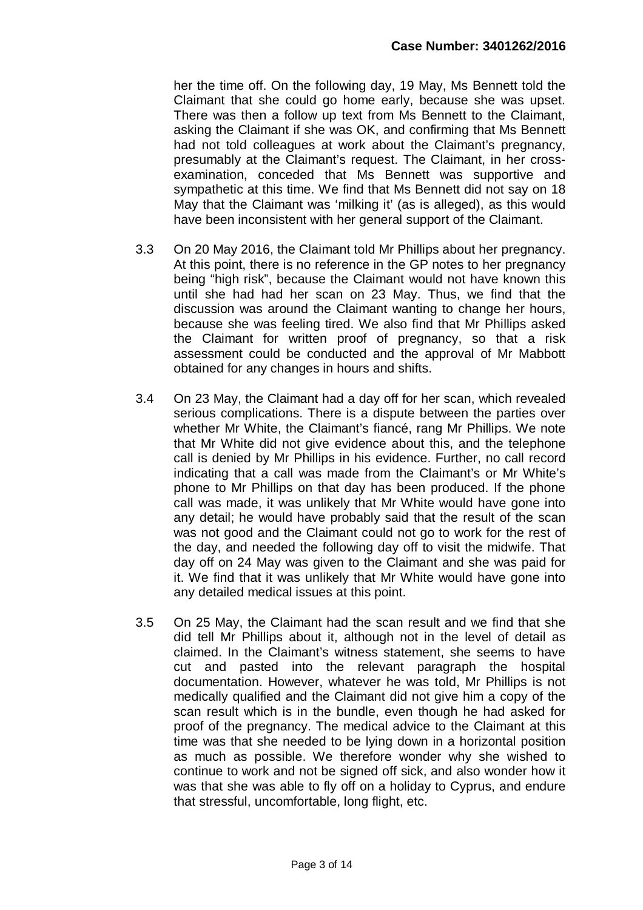her the time off. On the following day, 19 May, Ms Bennett told the Claimant that she could go home early, because she was upset. There was then a follow up text from Ms Bennett to the Claimant, asking the Claimant if she was OK, and confirming that Ms Bennett had not told colleagues at work about the Claimant's pregnancy, presumably at the Claimant's request. The Claimant, in her cross-examination, conceded that Ms Bennett was supportive and sympathetic at this time. We find that Ms Bennett did not say on 18 May that the Claimant was 'milking it' (as is alleged), as this would have been inconsistent with her general support of the Claimant.

3.3 On 20 May 2016, the Claimant told Mr Phillips about her pregnancy. At this point, there is no reference in the GP notes to her pregnancy being "high risk", because the Claimant would not have known this until she had had her scan on 23 May. Thus, we find that the discussion was around the Claimant wanting to change her hours, because she was feeling tired. We also find that Mr Phillips asked the Claimant for written proof of pregnancy, so that a risk assessment could be conducted and the approval of Mr Mabbott obtained for any changes in hours and shifts.

3.4 On 23 May, the Claimant had a day off for her scan, which revealed serious complications. There is a dispute between the parties over whether Mr White, the Claimant's fiancé, rang Mr Phillips. We note that Mr White did not give evidence about this, and the telephone call is denied by Mr Phillips in his evidence. Further, no call record indicating that a call was made from the Claimant's or Mr White's phone to Mr Phillips on that day has been produced. If the phone call was made, it was unlikely that Mr White would have gone into any detail; he would have probably said that the result of the scan was not good and the Claimant could not go to work for the rest of the day, and needed the following day off to visit the midwife. That day off on 24 May was given to the Claimant and she was paid for it. We find that it was unlikely that Mr White would have gone into any detailed medical issues at this point.

3.5 On 25 May, the Claimant had the scan result and we find that she did tell Mr Phillips about it, although not in the level of detail as claimed. In the Claimant's witness statement, she seems to have cut and pasted into the relevant paragraph the hospital documentation. However, whatever he was told, Mr Phillips is not medically qualified and the Claimant did not give him a copy of the scan result which is in the bundle, even though he had asked for proof of the pregnancy. The medical advice to the Claimant at this time was that she needed to be lying down in a horizontal position as much as possible. We therefore wonder why she wished to continue to work and not be signed off sick, and also wonder how it was that she was able to fly off on a holiday to Cyprus, and endure that stressful, uncomfortable, long flight, etc.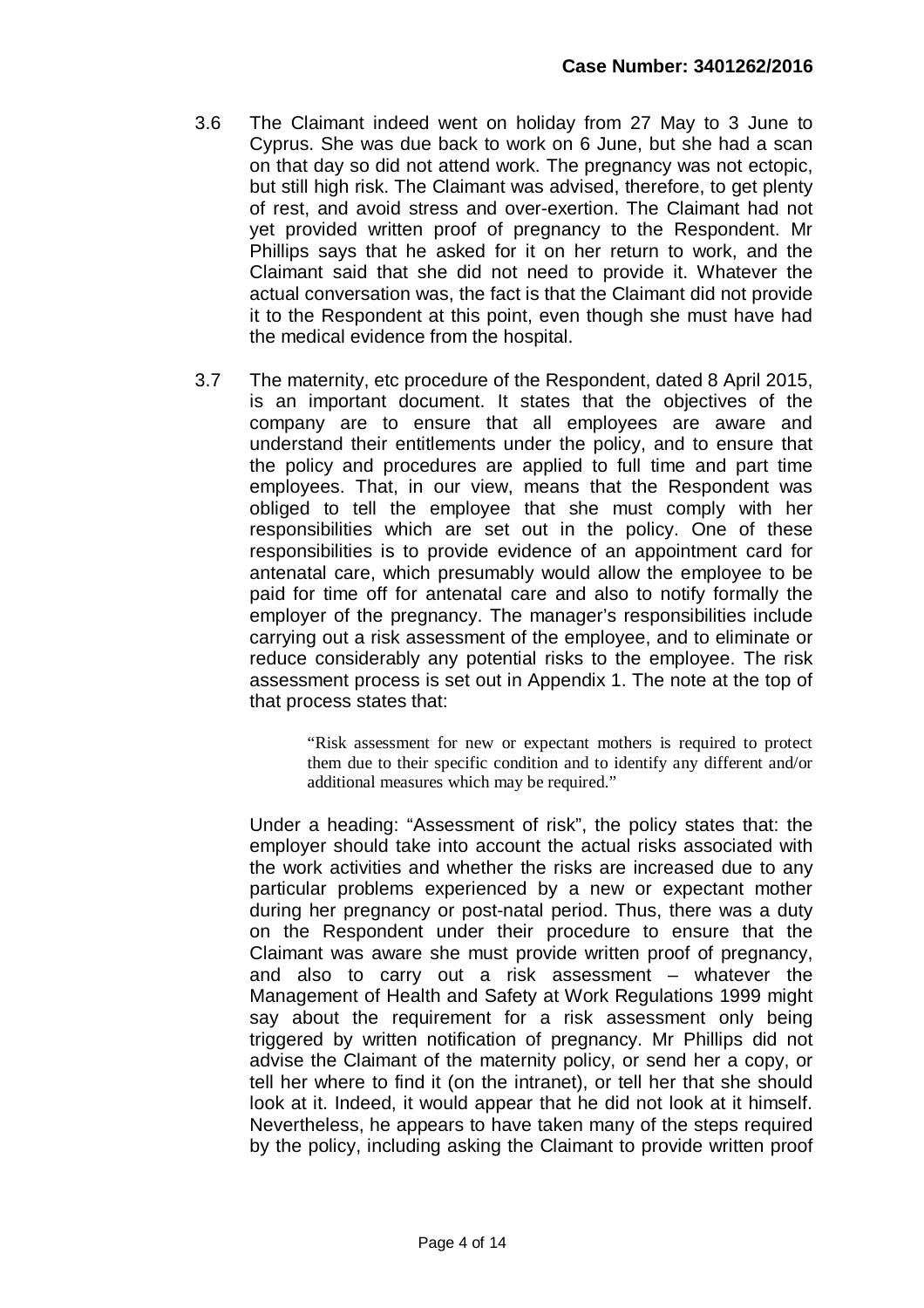3.6 The Claimant indeed went on holiday from 27 May to 3 June to Cyprus. She was due back to work on 6 June, but she had a scan on that day so did not attend work. The pregnancy was not ectopic, but still high risk. The Claimant was advised, therefore, to get plenty of rest, and avoid stress and over-exertion. The Claimant had not yet provided written proof of pregnancy to the Respondent. Mr Phillips says that he asked for it on her return to work, and the Claimant said that she did not need to provide it. Whatever the actual conversation was, the fact is that the Claimant did not provide it to the Respondent at this point, even though she must have had the medical evidence from the hospital.

3.7 The maternity, etc procedure of the Respondent, dated 8 April 2015, is an important document. It states that the objectives of the company are to ensure that all employees are aware and understand their entitlements under the policy, and to ensure that the policy and procedures are applied to full time and part time employees. That, in our view, means that the Respondent was obliged to tell the employee that she must comply with her responsibilities which are set out in the policy. One of these responsibilities is to provide evidence of an appointment card for antenatal care, which presumably would allow the employee to be paid for time off for antenatal care and also to notify formally the employer of the pregnancy. The manager's responsibilities include carrying out a risk assessment of the employee, and to eliminate or reduce considerably any potential risks to the employee. The risk assessment process is set out in Appendix 1. The note at the top of that process states that:

> "Risk assessment for new or expectant mothers is required to protect them due to their specific condition and to identify any different and/or additional measures which may be required."

Under a heading: "Assessment of risk", the policy states that: the employer should take into account the actual risks associated with the work activities and whether the risks are increased due to any particular problems experienced by a new or expectant mother during her pregnancy or post-natal period. Thus, there was a duty on the Respondent under their procedure to ensure that the Claimant was aware she must provide written proof of pregnancy, and also to carry out a risk assessment – whatever the Management of Health and Safety at Work Regulations 1999 might say about the requirement for a risk assessment only being triggered by written notification of pregnancy. Mr Phillips did not advise the Claimant of the maternity policy, or send her a copy, or tell her where to find it (on the intranet), or tell her that she should look at it. Indeed, it would appear that he did not look at it himself. Nevertheless, he appears to have taken many of the steps required by the policy, including asking the Claimant to provide written proof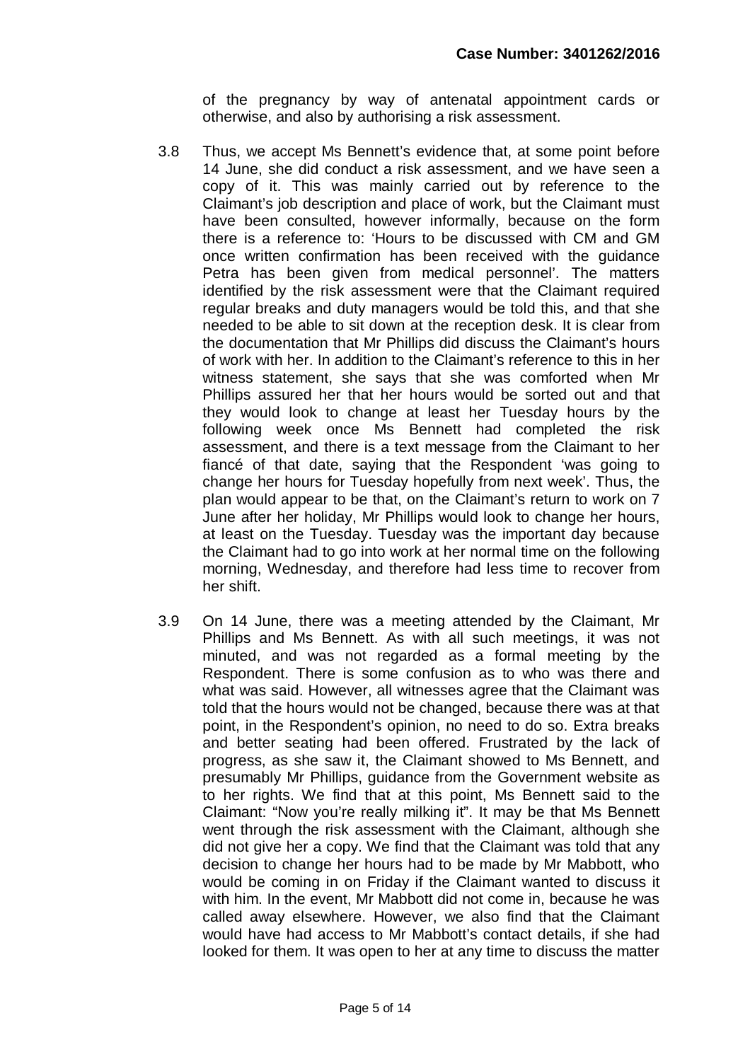of the pregnancy by way of antenatal appointment cards or otherwise, and also by authorising a risk assessment.

3.8 Thus, we accept Ms Bennett's evidence that, at some point before 14 June, she did conduct a risk assessment, and we have seen a copy of it. This was mainly carried out by reference to the Claimant's job description and place of work, but the Claimant must have been consulted, however informally, because on the form there is a reference to: 'Hours to be discussed with CM and GM once written confirmation has been received with the guidance Petra has been given from medical personnel'. The matters identified by the risk assessment were that the Claimant required regular breaks and duty managers would be told this, and that she needed to be able to sit down at the reception desk. It is clear from the documentation that Mr Phillips did discuss the Claimant's hours of work with her. In addition to the Claimant's reference to this in her witness statement, she says that she was comforted when Mr Phillips assured her that her hours would be sorted out and that they would look to change at least her Tuesday hours by the following week once Ms Bennett had completed the risk assessment, and there is a text message from the Claimant to her fiancé of that date, saying that the Respondent 'was going to change her hours for Tuesday hopefully from next week'. Thus, the plan would appear to be that, on the Claimant's return to work on 7 June after her holiday, Mr Phillips would look to change her hours, at least on the Tuesday. Tuesday was the important day because the Claimant had to go into work at her normal time on the following morning, Wednesday, and therefore had less time to recover from her shift.

3.9 On 14 June, there was a meeting attended by the Claimant, Mr Phillips and Ms Bennett. As with all such meetings, it was not minuted, and was not regarded as a formal meeting by the Respondent. There is some confusion as to who was there and what was said. However, all witnesses agree that the Claimant was told that the hours would not be changed, because there was at that point, in the Respondent's opinion, no need to do so. Extra breaks and better seating had been offered. Frustrated by the lack of progress, as she saw it, the Claimant showed to Ms Bennett, and presumably Mr Phillips, guidance from the Government website as to her rights. We find that at this point, Ms Bennett said to the Claimant: "Now you're really milking it". It may be that Ms Bennett went through the risk assessment with the Claimant, although she did not give her a copy. We find that the Claimant was told that any decision to change her hours had to be made by Mr Mabbott, who would be coming in on Friday if the Claimant wanted to discuss it with him. In the event, Mr Mabbott did not come in, because he was called away elsewhere. However, we also find that the Claimant would have had access to Mr Mabbott's contact details, if she had looked for them. It was open to her at any time to discuss the matter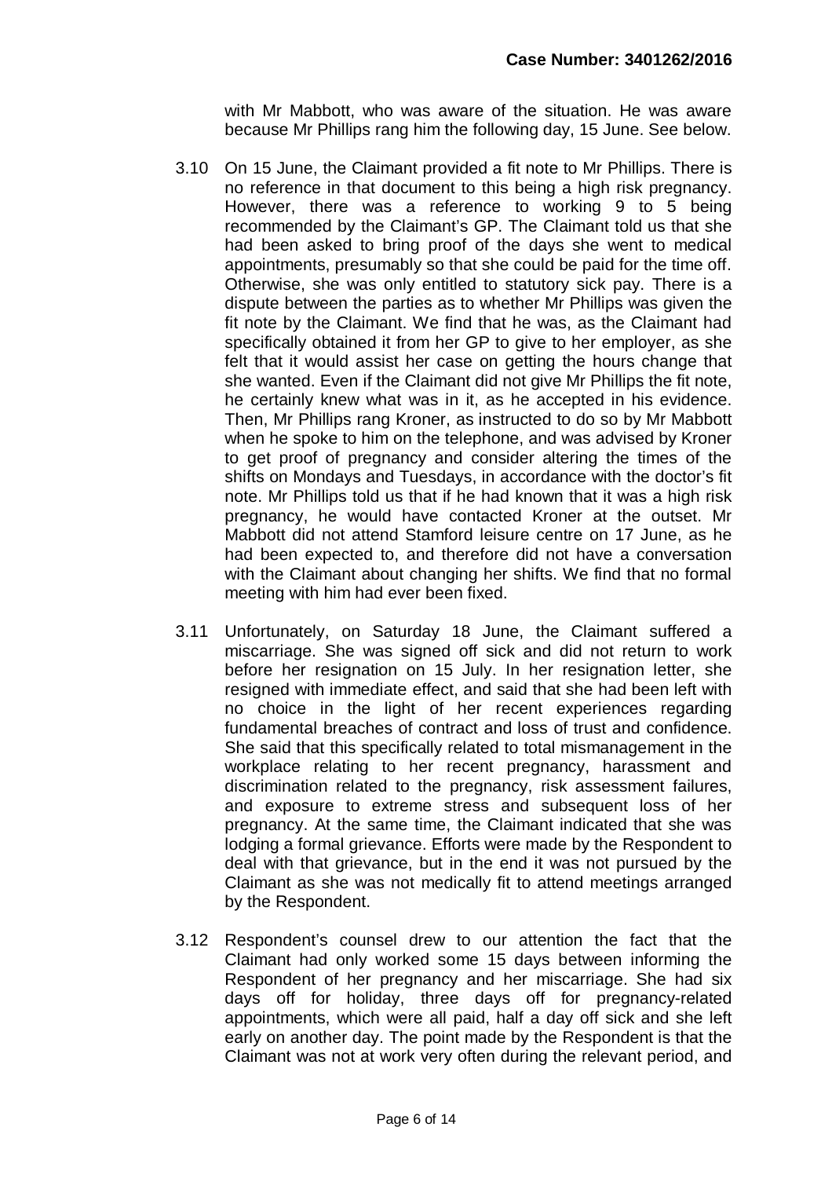with Mr Mabbott, who was aware of the situation. He was aware because Mr Phillips rang him the following day, 15 June. See below.

3.10 On 15 June, the Claimant provided a fit note to Mr Phillips. There is no reference in that document to this being a high risk pregnancy. However, there was a reference to working 9 to 5 being recommended by the Claimant's GP. The Claimant told us that she had been asked to bring proof of the days she went to medical appointments, presumably so that she could be paid for the time off. Otherwise, she was only entitled to statutory sick pay. There is a dispute between the parties as to whether Mr Phillips was given the fit note by the Claimant. We find that he was, as the Claimant had specifically obtained it from her GP to give to her employer, as she felt that it would assist her case on getting the hours change that she wanted. Even if the Claimant did not give Mr Phillips the fit note, he certainly knew what was in it, as he accepted in his evidence. Then, Mr Phillips rang Kroner, as instructed to do so by Mr Mabbott when he spoke to him on the telephone, and was advised by Kroner to get proof of pregnancy and consider altering the times of the shifts on Mondays and Tuesdays, in accordance with the doctor's fit note. Mr Phillips told us that if he had known that it was a high risk pregnancy, he would have contacted Kroner at the outset. Mr Mabbott did not attend Stamford leisure centre on 17 June, as he had been expected to, and therefore did not have a conversation with the Claimant about changing her shifts. We find that no formal meeting with him had ever been fixed.

3.11 Unfortunately, on Saturday 18 June, the Claimant suffered a miscarriage. She was signed off sick and did not return to work before her resignation on 15 July. In her resignation letter, she resigned with immediate effect, and said that she had been left with no choice in the light of her recent experiences regarding fundamental breaches of contract and loss of trust and confidence. She said that this specifically related to total mismanagement in the workplace relating to her recent pregnancy, harassment and discrimination related to the pregnancy, risk assessment failures, and exposure to extreme stress and subsequent loss of her pregnancy. At the same time, the Claimant indicated that she was lodging a formal grievance. Efforts were made by the Respondent to deal with that grievance, but in the end it was not pursued by the Claimant as she was not medically fit to attend meetings arranged by the Respondent.

3.12 Respondent's counsel drew to our attention the fact that the Claimant had only worked some 15 days between informing the Respondent of her pregnancy and her miscarriage. She had six days off for holiday, three days off for pregnancy-related appointments, which were all paid, half a day off sick and she left early on another day. The point made by the Respondent is that the Claimant was not at work very often during the relevant period, and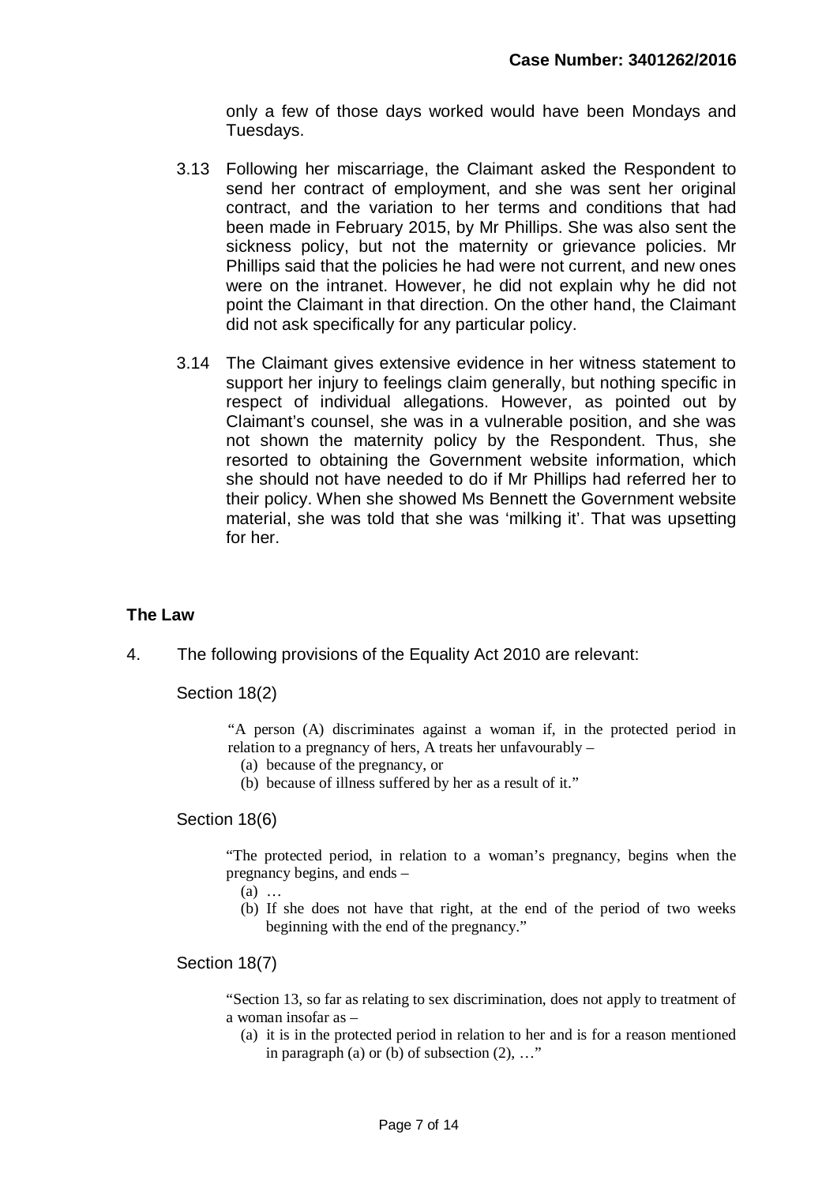only a few of those days worked would have been Mondays and Tuesdays.

3.13 Following her miscarriage, the Claimant asked the Respondent to send her contract of employment, and she was sent her original contract, and the variation to her terms and conditions that had been made in February 2015, by Mr Phillips. She was also sent the sickness policy, but not the maternity or grievance policies. Mr Phillips said that the policies he had were not current, and new ones were on the intranet. However, he did not explain why he did not point the Claimant in that direction. On the other hand, the Claimant did not ask specifically for any particular policy.

3.14 The Claimant gives extensive evidence in her witness statement to support her injury to feelings claim generally, but nothing specific in respect of individual allegations. However, as pointed out by Claimant's counsel, she was in a vulnerable position, and she was not shown the maternity policy by the Respondent. Thus, she resorted to obtaining the Government website information, which she should not have needed to do if Mr Phillips had referred her to their policy. When she showed Ms Bennett the Government website material, she was told that she was 'milking it'. That was upsetting for her.

## The Law

4. The following provisions of the Equality Act 2010 are relevant:

Section 18(2)

> "A person (A) discriminates against a woman if, in the protected period in relation to a pregnancy of hers, A treats her unfavourably –
> (a) because of the pregnancy, or
> (b) because of illness suffered by her as a result of it."

Section 18(6)

> "The protected period, in relation to a woman's pregnancy, begins when the pregnancy begins, and ends –
> (a) …
> (b) If she does not have that right, at the end of the period of two weeks beginning with the end of the pregnancy."

Section 18(7)

> "Section 13, so far as relating to sex discrimination, does not apply to treatment of a woman insofar as –
> (a) it is in the protected period in relation to her and is for a reason mentioned in paragraph (a) or (b) of subsection (2), …"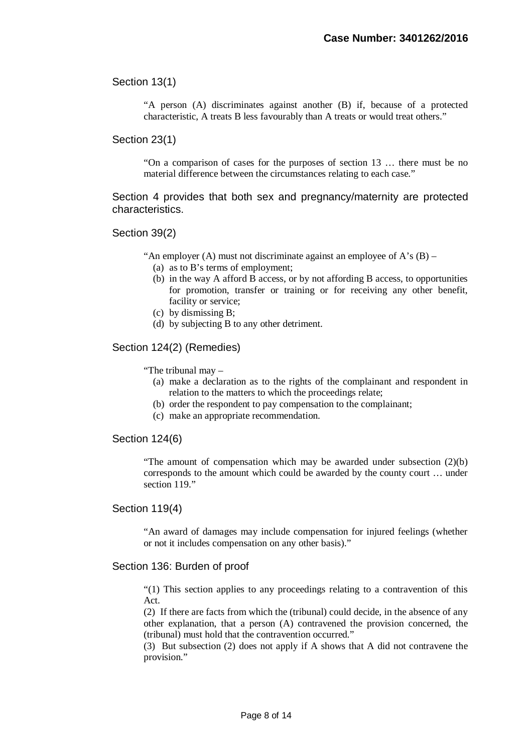Section 13(1)

> "A person (A) discriminates against another (B) if, because of a protected characteristic, A treats B less favourably than A treats or would treat others."

Section 23(1)

> "On a comparison of cases for the purposes of section 13 … there must be no material difference between the circumstances relating to each case."

Section 4 provides that both sex and pregnancy/maternity are protected characteristics.

Section 39(2)

> "An employer (A) must not discriminate against an employee of A's (B) –
> (a) as to B's terms of employment;
> (b) in the way A afford B access, or by not affording B access, to opportunities for promotion, transfer or training or for receiving any other benefit, facility or service;
> (c) by dismissing B;
> (d) by subjecting B to any other detriment.

Section 124(2) (Remedies)

> "The tribunal may –
> (a) make a declaration as to the rights of the complainant and respondent in relation to the matters to which the proceedings relate;
> (b) order the respondent to pay compensation to the complainant;
> (c) make an appropriate recommendation.

Section 124(6)

> "The amount of compensation which may be awarded under subsection (2)(b) corresponds to the amount which could be awarded by the county court … under section 119."

Section 119(4)

> "An award of damages may include compensation for injured feelings (whether or not it includes compensation on any other basis)."

Section 136: Burden of proof

> "(1) This section applies to any proceedings relating to a contravention of this Act.
> (2) If there are facts from which the (tribunal) could decide, in the absence of any other explanation, that a person (A) contravened the provision concerned, the (tribunal) must hold that the contravention occurred."
> (3) But subsection (2) does not apply if A shows that A did not contravene the provision."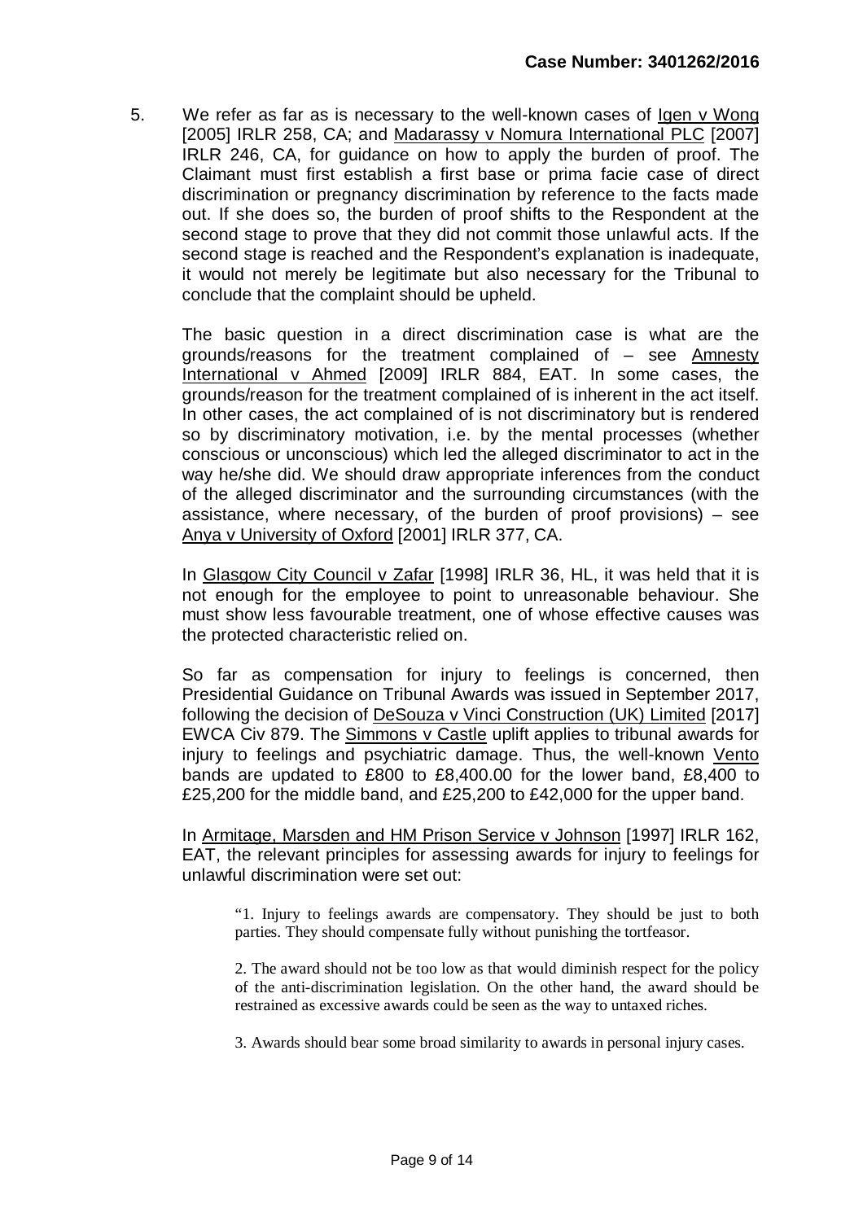5. We refer as far as is necessary to the well-known cases of Igen v Wong [2005] IRLR 258, CA; and Madarassy v Nomura International PLC [2007] IRLR 246, CA, for guidance on how to apply the burden of proof. The Claimant must first establish a first base or prima facie case of direct discrimination or pregnancy discrimination by reference to the facts made out. If she does so, the burden of proof shifts to the Respondent at the second stage to prove that they did not commit those unlawful acts. If the second stage is reached and the Respondent's explanation is inadequate, it would not merely be legitimate but also necessary for the Tribunal to conclude that the complaint should be upheld.

   The basic question in a direct discrimination case is what are the grounds/reasons for the treatment complained of – see Amnesty International v Ahmed [2009] IRLR 884, EAT. In some cases, the grounds/reason for the treatment complained of is inherent in the act itself. In other cases, the act complained of is not discriminatory but is rendered so by discriminatory motivation, i.e. by the mental processes (whether conscious or unconscious) which led the alleged discriminator to act in the way he/she did. We should draw appropriate inferences from the conduct of the alleged discriminator and the surrounding circumstances (with the assistance, where necessary, of the burden of proof provisions) – see Anya v University of Oxford [2001] IRLR 377, CA.

   In Glasgow City Council v Zafar [1998] IRLR 36, HL, it was held that it is not enough for the employee to point to unreasonable behaviour. She must show less favourable treatment, one of whose effective causes was the protected characteristic relied on.

   So far as compensation for injury to feelings is concerned, then Presidential Guidance on Tribunal Awards was issued in September 2017, following the decision of DeSouza v Vinci Construction (UK) Limited [2017] EWCA Civ 879. The Simmons v Castle uplift applies to tribunal awards for injury to feelings and psychiatric damage. Thus, the well-known Vento bands are updated to £800 to £8,400.00 for the lower band, £8,400 to £25,200 for the middle band, and £25,200 to £42,000 for the upper band.

   In Armitage, Marsden and HM Prison Service v Johnson [1997] IRLR 162, EAT, the relevant principles for assessing awards for injury to feelings for unlawful discrimination were set out:

   > "1. Injury to feelings awards are compensatory. They should be just to both parties. They should compensate fully without punishing the tortfeasor.
   >
   > 2. The award should not be too low as that would diminish respect for the policy of the anti-discrimination legislation. On the other hand, the award should be restrained as excessive awards could be seen as the way to untaxed riches.
   >
   > 3. Awards should bear some broad similarity to awards in personal injury cases.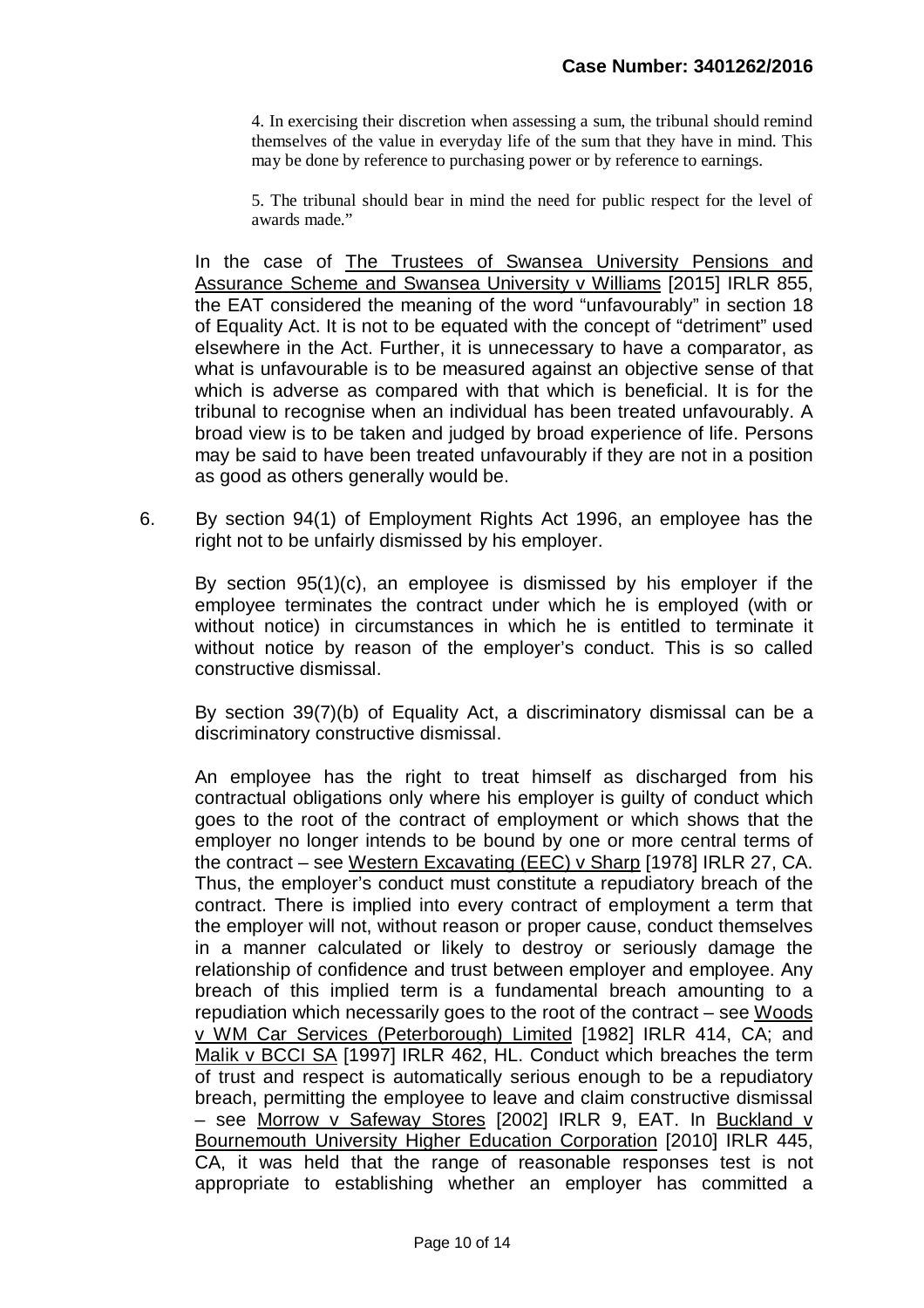> 4. In exercising their discretion when assessing a sum, the tribunal should remind themselves of the value in everyday life of the sum that they have in mind. This may be done by reference to purchasing power or by reference to earnings.
>
> 5. The tribunal should bear in mind the need for public respect for the level of awards made."

In the case of The Trustees of Swansea University Pensions and Assurance Scheme and Swansea University v Williams [2015] IRLR 855, the EAT considered the meaning of the word "unfavourably" in section 18 of Equality Act. It is not to be equated with the concept of "detriment" used elsewhere in the Act. Further, it is unnecessary to have a comparator, as what is unfavourable is to be measured against an objective sense of that which is adverse as compared with that which is beneficial. It is for the tribunal to recognise when an individual has been treated unfavourably. A broad view is to be taken and judged by broad experience of life. Persons may be said to have been treated unfavourably if they are not in a position as good as others generally would be.

6. By section 94(1) of Employment Rights Act 1996, an employee has the right not to be unfairly dismissed by his employer.

   By section 95(1)(c), an employee is dismissed by his employer if the employee terminates the contract under which he is employed (with or without notice) in circumstances in which he is entitled to terminate it without notice by reason of the employer's conduct. This is so called constructive dismissal.

   By section 39(7)(b) of Equality Act, a discriminatory dismissal can be a discriminatory constructive dismissal.

   An employee has the right to treat himself as discharged from his contractual obligations only where his employer is guilty of conduct which goes to the root of the contract of employment or which shows that the employer no longer intends to be bound by one or more central terms of the contract – see Western Excavating (EEC) v Sharp [1978] IRLR 27, CA. Thus, the employer's conduct must constitute a repudiatory breach of the contract. There is implied into every contract of employment a term that the employer will not, without reason or proper cause, conduct themselves in a manner calculated or likely to destroy or seriously damage the relationship of confidence and trust between employer and employee. Any breach of this implied term is a fundamental breach amounting to a repudiation which necessarily goes to the root of the contract – see Woods v WM Car Services (Peterborough) Limited [1982] IRLR 414, CA; and Malik v BCCI SA [1997] IRLR 462, HL. Conduct which breaches the term of trust and respect is automatically serious enough to be a repudiatory breach, permitting the employee to leave and claim constructive dismissal – see Morrow v Safeway Stores [2002] IRLR 9, EAT. In Buckland v Bournemouth University Higher Education Corporation [2010] IRLR 445, CA, it was held that the range of reasonable responses test is not appropriate to establishing whether an employer has committed a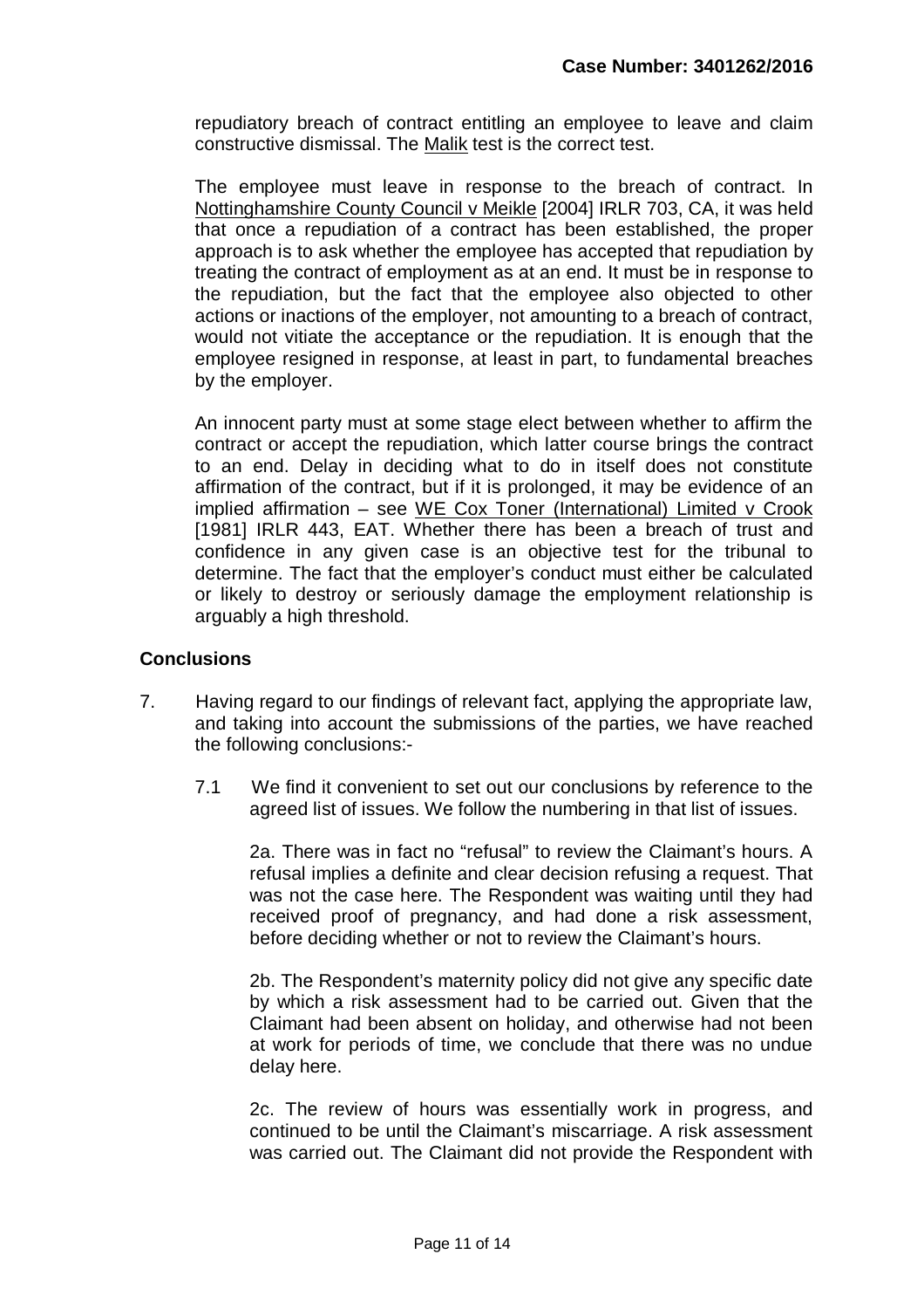repudiatory breach of contract entitling an employee to leave and claim constructive dismissal. The Malik test is the correct test.

The employee must leave in response to the breach of contract. In Nottinghamshire County Council v Meikle [2004] IRLR 703, CA, it was held that once a repudiation of a contract has been established, the proper approach is to ask whether the employee has accepted that repudiation by treating the contract of employment as at an end. It must be in response to the repudiation, but the fact that the employee also objected to other actions or inactions of the employer, not amounting to a breach of contract, would not vitiate the acceptance or the repudiation. It is enough that the employee resigned in response, at least in part, to fundamental breaches by the employer.

An innocent party must at some stage elect between whether to affirm the contract or accept the repudiation, which latter course brings the contract to an end. Delay in deciding what to do in itself does not constitute affirmation of the contract, but if it is prolonged, it may be evidence of an implied affirmation – see WE Cox Toner (International) Limited v Crook [1981] IRLR 443, EAT. Whether there has been a breach of trust and confidence in any given case is an objective test for the tribunal to determine. The fact that the employer's conduct must either be calculated or likely to destroy or seriously damage the employment relationship is arguably a high threshold.

## Conclusions

7. Having regard to our findings of relevant fact, applying the appropriate law, and taking into account the submissions of the parties, we have reached the following conclusions:-

   7.1 We find it convenient to set out our conclusions by reference to the agreed list of issues. We follow the numbering in that list of issues.

   2a. There was in fact no "refusal" to review the Claimant's hours. A refusal implies a definite and clear decision refusing a request. That was not the case here. The Respondent was waiting until they had received proof of pregnancy, and had done a risk assessment, before deciding whether or not to review the Claimant's hours.

   2b. The Respondent's maternity policy did not give any specific date by which a risk assessment had to be carried out. Given that the Claimant had been absent on holiday, and otherwise had not been at work for periods of time, we conclude that there was no undue delay here.

   2c. The review of hours was essentially work in progress, and continued to be until the Claimant's miscarriage. A risk assessment was carried out. The Claimant did not provide the Respondent with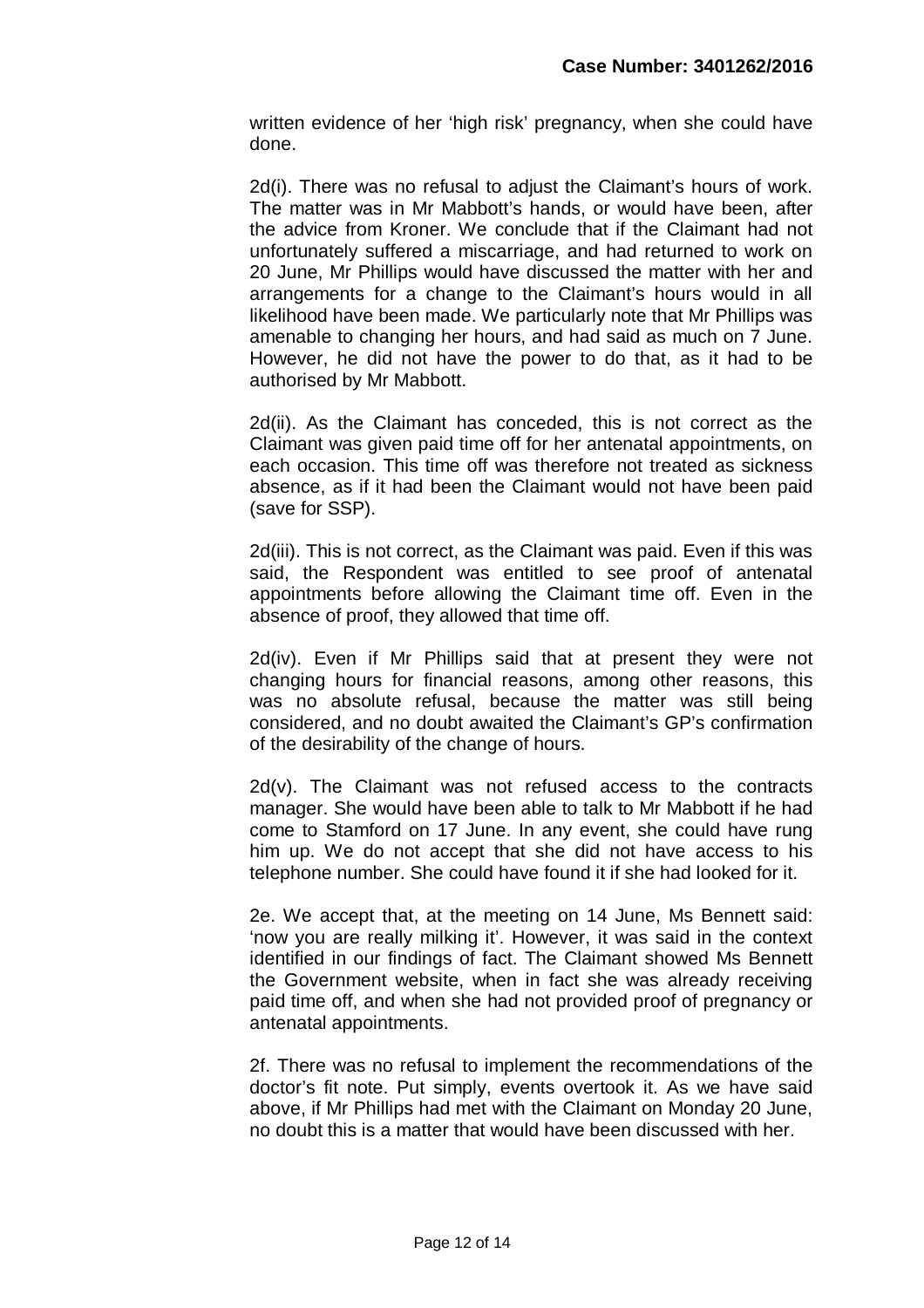written evidence of her 'high risk' pregnancy, when she could have done.

2d(i). There was no refusal to adjust the Claimant's hours of work. The matter was in Mr Mabbott's hands, or would have been, after the advice from Kroner. We conclude that if the Claimant had not unfortunately suffered a miscarriage, and had returned to work on 20 June, Mr Phillips would have discussed the matter with her and arrangements for a change to the Claimant's hours would in all likelihood have been made. We particularly note that Mr Phillips was amenable to changing her hours, and had said as much on 7 June. However, he did not have the power to do that, as it had to be authorised by Mr Mabbott.

2d(ii). As the Claimant has conceded, this is not correct as the Claimant was given paid time off for her antenatal appointments, on each occasion. This time off was therefore not treated as sickness absence, as if it had been the Claimant would not have been paid (save for SSP).

2d(iii). This is not correct, as the Claimant was paid. Even if this was said, the Respondent was entitled to see proof of antenatal appointments before allowing the Claimant time off. Even in the absence of proof, they allowed that time off.

2d(iv). Even if Mr Phillips said that at present they were not changing hours for financial reasons, among other reasons, this was no absolute refusal, because the matter was still being considered, and no doubt awaited the Claimant's GP's confirmation of the desirability of the change of hours.

2d(v). The Claimant was not refused access to the contracts manager. She would have been able to talk to Mr Mabbott if he had come to Stamford on 17 June. In any event, she could have rung him up. We do not accept that she did not have access to his telephone number. She could have found it if she had looked for it.

2e. We accept that, at the meeting on 14 June, Ms Bennett said: 'now you are really milking it'. However, it was said in the context identified in our findings of fact. The Claimant showed Ms Bennett the Government website, when in fact she was already receiving paid time off, and when she had not provided proof of pregnancy or antenatal appointments.

2f. There was no refusal to implement the recommendations of the doctor's fit note. Put simply, events overtook it. As we have said above, if Mr Phillips had met with the Claimant on Monday 20 June, no doubt this is a matter that would have been discussed with her.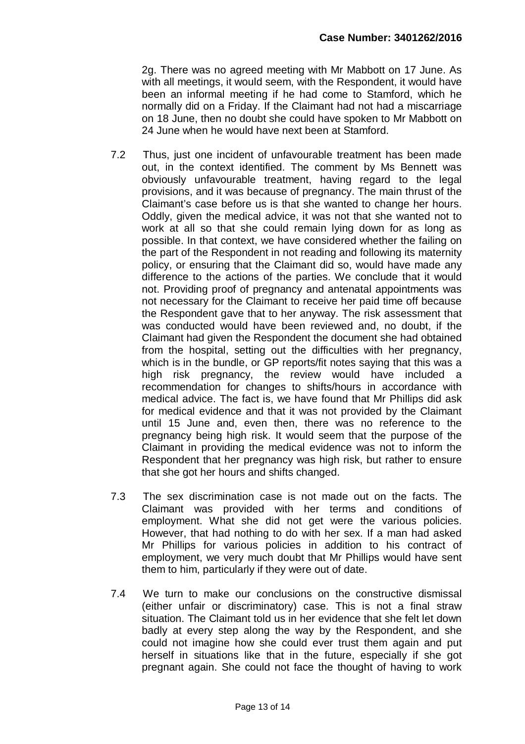2g. There was no agreed meeting with Mr Mabbott on 17 June. As with all meetings, it would seem, with the Respondent, it would have been an informal meeting if he had come to Stamford, which he normally did on a Friday. If the Claimant had not had a miscarriage on 18 June, then no doubt she could have spoken to Mr Mabbott on 24 June when he would have next been at Stamford.

7.2 Thus, just one incident of unfavourable treatment has been made out, in the context identified. The comment by Ms Bennett was obviously unfavourable treatment, having regard to the legal provisions, and it was because of pregnancy. The main thrust of the Claimant's case before us is that she wanted to change her hours. Oddly, given the medical advice, it was not that she wanted not to work at all so that she could remain lying down for as long as possible. In that context, we have considered whether the failing on the part of the Respondent in not reading and following its maternity policy, or ensuring that the Claimant did so, would have made any difference to the actions of the parties. We conclude that it would not. Providing proof of pregnancy and antenatal appointments was not necessary for the Claimant to receive her paid time off because the Respondent gave that to her anyway. The risk assessment that was conducted would have been reviewed and, no doubt, if the Claimant had given the Respondent the document she had obtained from the hospital, setting out the difficulties with her pregnancy, which is in the bundle, or GP reports/fit notes saying that this was a high risk pregnancy, the review would have included a recommendation for changes to shifts/hours in accordance with medical advice. The fact is, we have found that Mr Phillips did ask for medical evidence and that it was not provided by the Claimant until 15 June and, even then, there was no reference to the pregnancy being high risk. It would seem that the purpose of the Claimant in providing the medical evidence was not to inform the Respondent that her pregnancy was high risk, but rather to ensure that she got her hours and shifts changed.

7.3 The sex discrimination case is not made out on the facts. The Claimant was provided with her terms and conditions of employment. What she did not get were the various policies. However, that had nothing to do with her sex. If a man had asked Mr Phillips for various policies in addition to his contract of employment, we very much doubt that Mr Phillips would have sent them to him, particularly if they were out of date.

7.4 We turn to make our conclusions on the constructive dismissal (either unfair or discriminatory) case. This is not a final straw situation. The Claimant told us in her evidence that she felt let down badly at every step along the way by the Respondent, and she could not imagine how she could ever trust them again and put herself in situations like that in the future, especially if she got pregnant again. She could not face the thought of having to work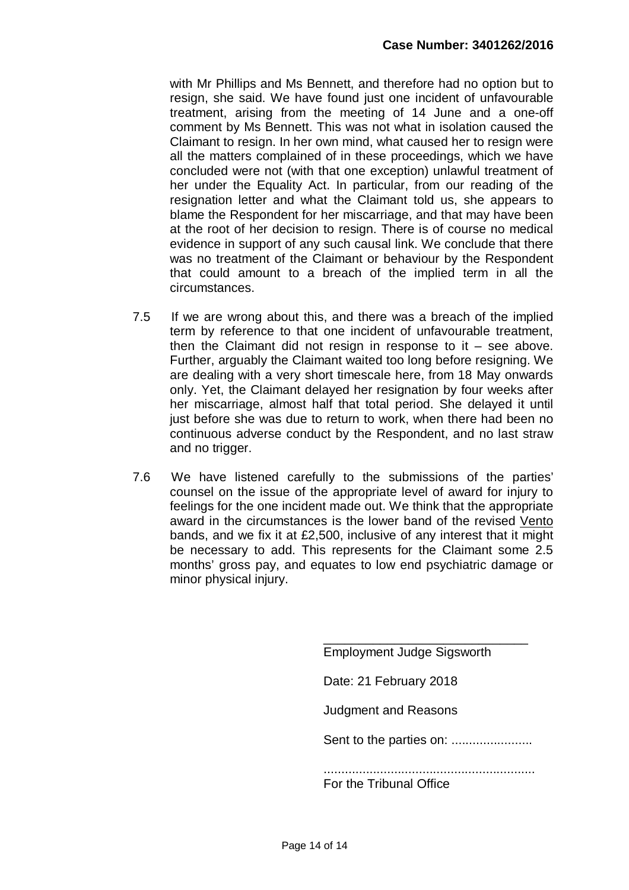with Mr Phillips and Ms Bennett, and therefore had no option but to resign, she said. We have found just one incident of unfavourable treatment, arising from the meeting of 14 June and a one-off comment by Ms Bennett. This was not what in isolation caused the Claimant to resign. In her own mind, what caused her to resign were all the matters complained of in these proceedings, which we have concluded were not (with that one exception) unlawful treatment of her under the Equality Act. In particular, from our reading of the resignation letter and what the Claimant told us, she appears to blame the Respondent for her miscarriage, and that may have been at the root of her decision to resign. There is of course no medical evidence in support of any such causal link. We conclude that there was no treatment of the Claimant or behaviour by the Respondent that could amount to a breach of the implied term in all the circumstances.

7.5 If we are wrong about this, and there was a breach of the implied term by reference to that one incident of unfavourable treatment, then the Claimant did not resign in response to it – see above. Further, arguably the Claimant waited too long before resigning. We are dealing with a very short timescale here, from 18 May onwards only. Yet, the Claimant delayed her resignation by four weeks after her miscarriage, almost half that total period. She delayed it until just before she was due to return to work, when there had been no continuous adverse conduct by the Respondent, and no last straw and no trigger.

7.6 We have listened carefully to the submissions of the parties' counsel on the issue of the appropriate level of award for injury to feelings for the one incident made out. We think that the appropriate award in the circumstances is the lower band of the revised Vento bands, and we fix it at £2,500, inclusive of any interest that it might be necessary to add. This represents for the Claimant some 2.5 months' gross pay, and equates to low end psychiatric damage or minor physical injury.

Employment Judge Sigsworth

Date: 21 February 2018

Judgment and Reasons

Sent to the parties on: .......................

............................................................
For the Tribunal Office